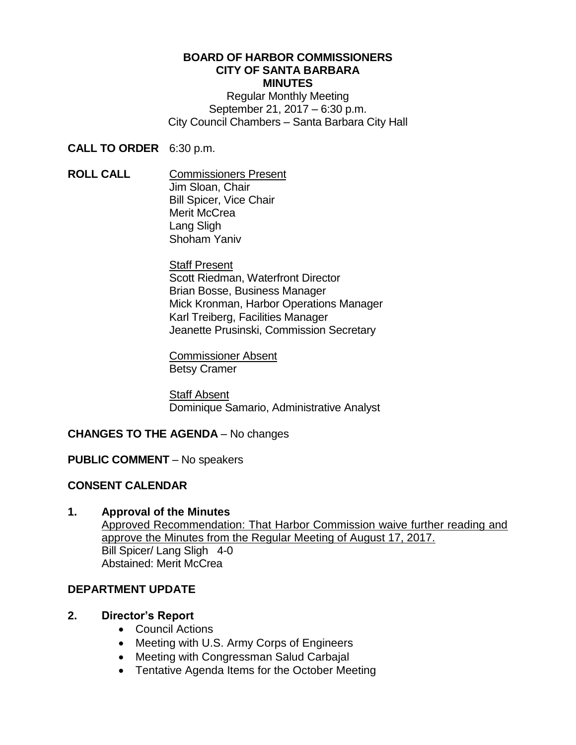**BOARD OF HARBOR COMMISSIONERS**
**CITY OF SANTA BARBARA**
**MINUTES**

Regular Monthly Meeting
September 21, 2017 – 6:30 p.m.
City Council Chambers – Santa Barbara City Hall

**CALL TO ORDER** 6:30 p.m.

**ROLL CALL**

Commissioners Present
Jim Sloan, Chair
Bill Spicer, Vice Chair
Merit McCrea
Lang Sligh
Shoham Yaniv

Staff Present
Scott Riedman, Waterfront Director
Brian Bosse, Business Manager
Mick Kronman, Harbor Operations Manager
Karl Treiberg, Facilities Manager
Jeanette Prusinski, Commission Secretary

Commissioner Absent
Betsy Cramer

Staff Absent
Dominique Samario, Administrative Analyst

**CHANGES TO THE AGENDA** – No changes

**PUBLIC COMMENT** – No speakers

**CONSENT CALENDAR**

**1. Approval of the Minutes**

Approved Recommendation: That Harbor Commission waive further reading and approve the Minutes from the Regular Meeting of August 17, 2017.
Bill Spicer/ Lang Sligh 4-0
Abstained: Merit McCrea

**DEPARTMENT UPDATE**

**2. Director's Report**

- Council Actions
- Meeting with U.S. Army Corps of Engineers
- Meeting with Congressman Salud Carbajal
- Tentative Agenda Items for the October Meeting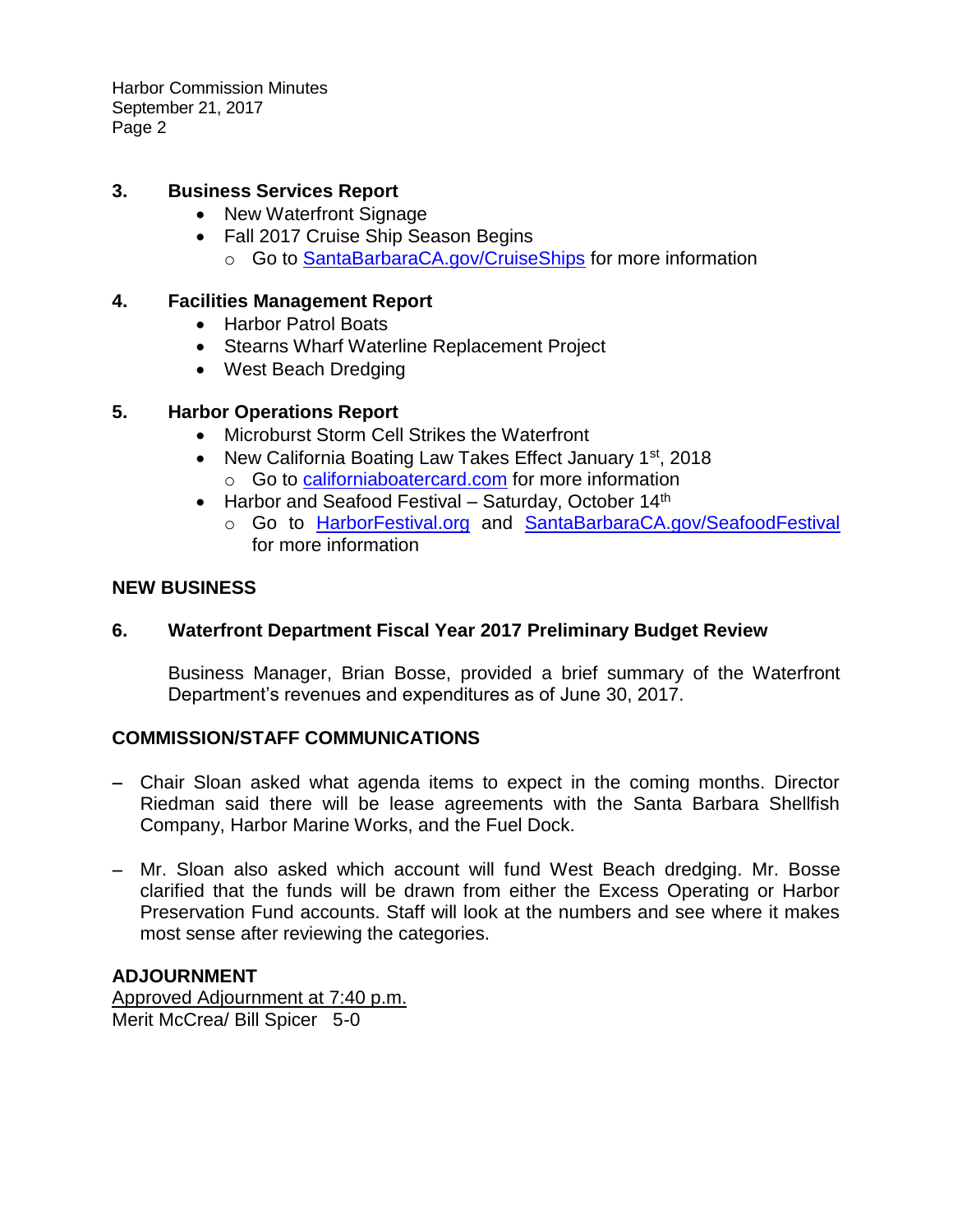### 3. Business Services Report

- New Waterfront Signage
- Fall 2017 Cruise Ship Season Begins
  - Go to SantaBarbaraCA.gov/CruiseShips for more information

### 4. Facilities Management Report

- Harbor Patrol Boats
- Stearns Wharf Waterline Replacement Project
- West Beach Dredging

### 5. Harbor Operations Report

- Microburst Storm Cell Strikes the Waterfront
- New California Boating Law Takes Effect January 1st, 2018
  - Go to californiaboatercard.com for more information
- Harbor and Seafood Festival – Saturday, October 14th
  - Go to HarborFestival.org and SantaBarbaraCA.gov/SeafoodFestival for more information

## NEW BUSINESS

### 6. Waterfront Department Fiscal Year 2017 Preliminary Budget Review

Business Manager, Brian Bosse, provided a brief summary of the Waterfront Department's revenues and expenditures as of June 30, 2017.

## COMMISSION/STAFF COMMUNICATIONS

– Chair Sloan asked what agenda items to expect in the coming months. Director Riedman said there will be lease agreements with the Santa Barbara Shellfish Company, Harbor Marine Works, and the Fuel Dock.

– Mr. Sloan also asked which account will fund West Beach dredging. Mr. Bosse clarified that the funds will be drawn from either the Excess Operating or Harbor Preservation Fund accounts. Staff will look at the numbers and see where it makes most sense after reviewing the categories.

## ADJOURNMENT

Approved Adjournment at 7:40 p.m.
Merit McCrea/ Bill Spicer 5-0